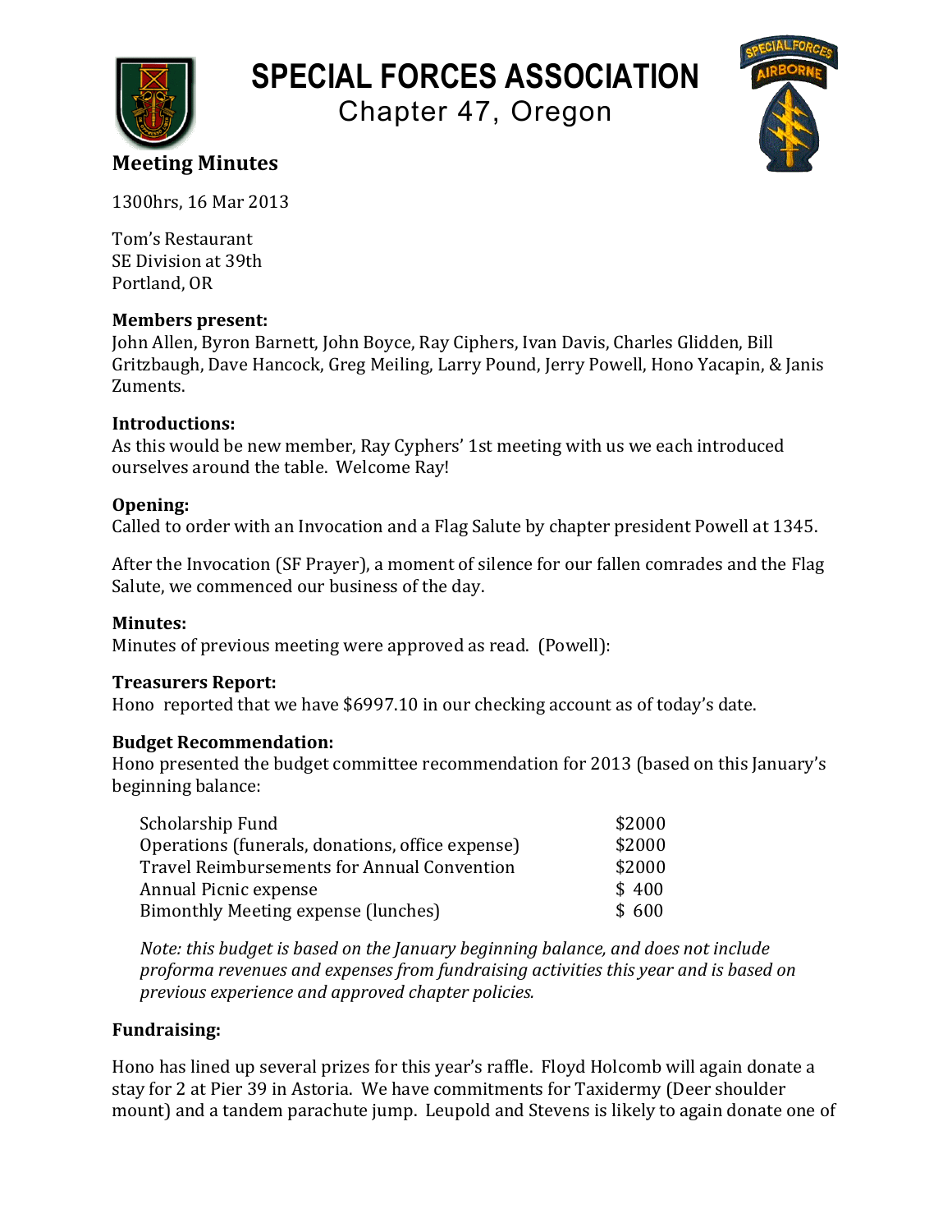# SPECIAL FORCES ASSOCIATION

Chapter 47, Oregon

## Meeting Minutes

1300hrs, 16 Mar 2013

Tom's Restaurant
SE Division at 39th
Portland, OR

**Members present:**
John Allen, Byron Barnett, John Boyce, Ray Ciphers, Ivan Davis, Charles Glidden, Bill Gritzbaugh, Dave Hancock, Greg Meiling, Larry Pound, Jerry Powell, Hono Yacapin, & Janis Zuments.

**Introductions:**
As this would be new member, Ray Cyphers' 1st meeting with us we each introduced ourselves around the table. Welcome Ray!

**Opening:**
Called to order with an Invocation and a Flag Salute by chapter president Powell at 1345.

After the Invocation (SF Prayer), a moment of silence for our fallen comrades and the Flag Salute, we commenced our business of the day.

**Minutes:**
Minutes of previous meeting were approved as read. (Powell):

**Treasurers Report:**
Hono reported that we have $6997.10 in our checking account as of today's date.

**Budget Recommendation:**
Hono presented the budget committee recommendation for 2013 (based on this January's beginning balance:

| | |
|---|---|
| Scholarship Fund | $2000 |
| Operations (funerals, donations, office expense) | $2000 |
| Travel Reimbursements for Annual Convention | $2000 |
| Annual Picnic expense | $ 400 |
| Bimonthly Meeting expense (lunches) | $ 600 |

*Note: this budget is based on the January beginning balance, and does not include proforma revenues and expenses from fundraising activities this year and is based on previous experience and approved chapter policies.*

**Fundraising:**

Hono has lined up several prizes for this year's raffle. Floyd Holcomb will again donate a stay for 2 at Pier 39 in Astoria. We have commitments for Taxidermy (Deer shoulder mount) and a tandem parachute jump. Leupold and Stevens is likely to again donate one of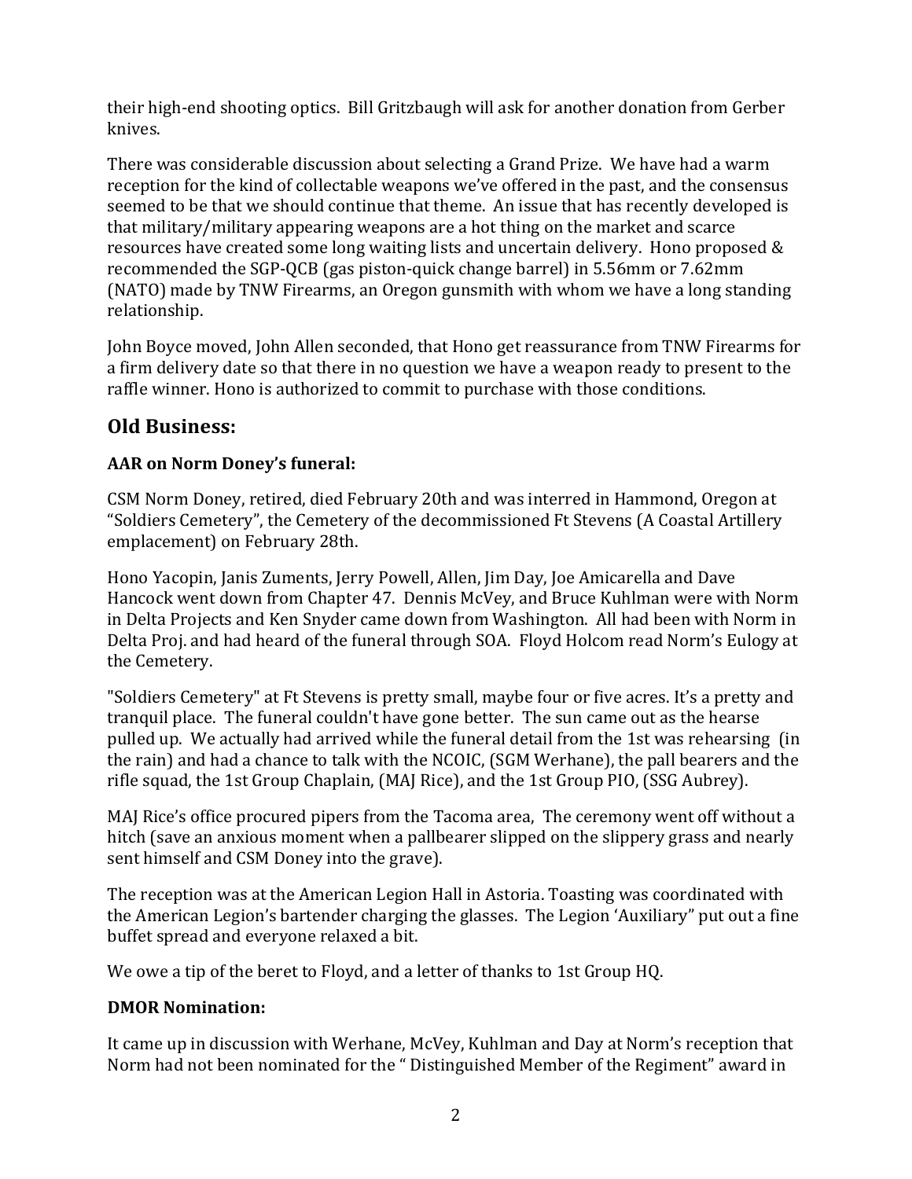their high-end shooting optics. Bill Gritzbaugh will ask for another donation from Gerber knives.

There was considerable discussion about selecting a Grand Prize. We have had a warm reception for the kind of collectable weapons we've offered in the past, and the consensus seemed to be that we should continue that theme. An issue that has recently developed is that military/military appearing weapons are a hot thing on the market and scarce resources have created some long waiting lists and uncertain delivery. Hono proposed & recommended the SGP-QCB (gas piston-quick change barrel) in 5.56mm or 7.62mm (NATO) made by TNW Firearms, an Oregon gunsmith with whom we have a long standing relationship.

John Boyce moved, John Allen seconded, that Hono get reassurance from TNW Firearms for a firm delivery date so that there in no question we have a weapon ready to present to the raffle winner. Hono is authorized to commit to purchase with those conditions.

## Old Business:

### AAR on Norm Doney's funeral:

CSM Norm Doney, retired, died February 20th and was interred in Hammond, Oregon at "Soldiers Cemetery", the Cemetery of the decommissioned Ft Stevens (A Coastal Artillery emplacement) on February 28th.

Hono Yacopin, Janis Zuments, Jerry Powell, Allen, Jim Day, Joe Amicarella and Dave Hancock went down from Chapter 47. Dennis McVey, and Bruce Kuhlman were with Norm in Delta Projects and Ken Snyder came down from Washington. All had been with Norm in Delta Proj. and had heard of the funeral through SOA. Floyd Holcom read Norm's Eulogy at the Cemetery.

"Soldiers Cemetery" at Ft Stevens is pretty small, maybe four or five acres. It's a pretty and tranquil place. The funeral couldn't have gone better. The sun came out as the hearse pulled up. We actually had arrived while the funeral detail from the 1st was rehearsing (in the rain) and had a chance to talk with the NCOIC, (SGM Werhane), the pall bearers and the rifle squad, the 1st Group Chaplain, (MAJ Rice), and the 1st Group PIO, (SSG Aubrey).

MAJ Rice's office procured pipers from the Tacoma area, The ceremony went off without a hitch (save an anxious moment when a pallbearer slipped on the slippery grass and nearly sent himself and CSM Doney into the grave).

The reception was at the American Legion Hall in Astoria. Toasting was coordinated with the American Legion's bartender charging the glasses. The Legion 'Auxiliary" put out a fine buffet spread and everyone relaxed a bit.

We owe a tip of the beret to Floyd, and a letter of thanks to 1st Group HQ.

### DMOR Nomination:

It came up in discussion with Werhane, McVey, Kuhlman and Day at Norm's reception that Norm had not been nominated for the " Distinguished Member of the Regiment" award in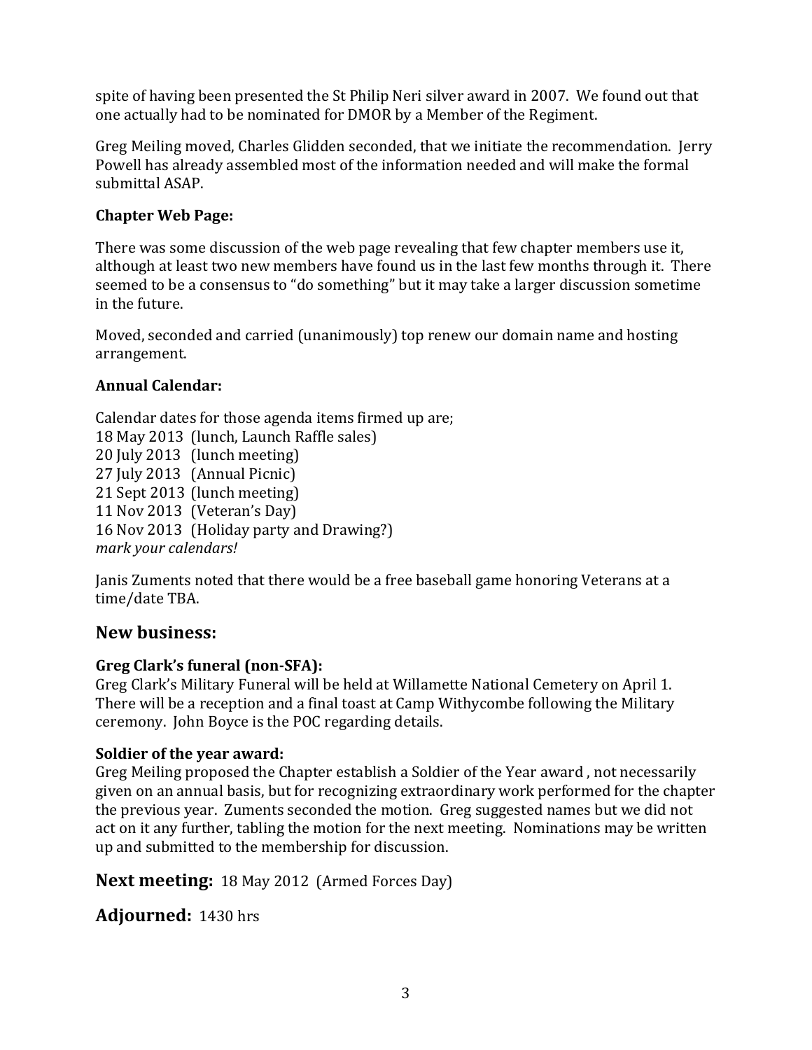spite of having been presented the St Philip Neri silver award in 2007. We found out that one actually had to be nominated for DMOR by a Member of the Regiment.

Greg Meiling moved, Charles Glidden seconded, that we initiate the recommendation. Jerry Powell has already assembled most of the information needed and will make the formal submittal ASAP.

**Chapter Web Page:**

There was some discussion of the web page revealing that few chapter members use it, although at least two new members have found us in the last few months through it. There seemed to be a consensus to "do something" but it may take a larger discussion sometime in the future.

Moved, seconded and carried (unanimously) top renew our domain name and hosting arrangement.

**Annual Calendar:**

Calendar dates for those agenda items firmed up are;
18 May 2013 (lunch, Launch Raffle sales)
20 July 2013 (lunch meeting)
27 July 2013 (Annual Picnic)
21 Sept 2013 (lunch meeting)
11 Nov 2013 (Veteran's Day)
16 Nov 2013 (Holiday party and Drawing?)
*mark your calendars!*

Janis Zuments noted that there would be a free baseball game honoring Veterans at a time/date TBA.

## New business:

**Greg Clark's funeral (non-SFA):**
Greg Clark's Military Funeral will be held at Willamette National Cemetery on April 1. There will be a reception and a final toast at Camp Withycombe following the Military ceremony. John Boyce is the POC regarding details.

**Soldier of the year award:**
Greg Meiling proposed the Chapter establish a Soldier of the Year award , not necessarily given on an annual basis, but for recognizing extraordinary work performed for the chapter the previous year. Zuments seconded the motion. Greg suggested names but we did not act on it any further, tabling the motion for the next meeting. Nominations may be written up and submitted to the membership for discussion.

## Next meeting: 18 May 2012 (Armed Forces Day)

## Adjourned: 1430 hrs